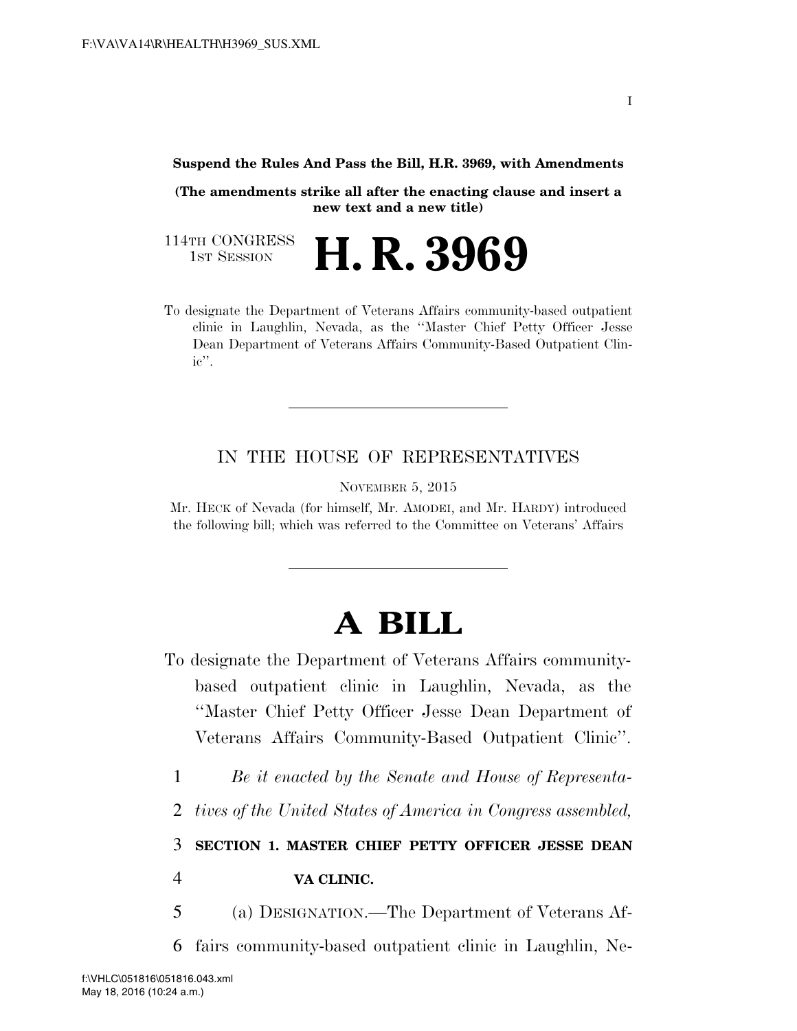**Suspend the Rules And Pass the Bill, H.R. 3969, with Amendments**

**(The amendments strike all after the enacting clause and insert a new text and a new title)**

114TH CONGRESS
1ST SESSION

# H. R. 3969

To designate the Department of Veterans Affairs community-based outpatient clinic in Laughlin, Nevada, as the "Master Chief Petty Officer Jesse Dean Department of Veterans Affairs Community-Based Outpatient Clinic".

IN THE HOUSE OF REPRESENTATIVES

NOVEMBER 5, 2015

Mr. HECK of Nevada (for himself, Mr. AMODEI, and Mr. HARDY) introduced the following bill; which was referred to the Committee on Veterans' Affairs

# A BILL

To designate the Department of Veterans Affairs community-based outpatient clinic in Laughlin, Nevada, as the "Master Chief Petty Officer Jesse Dean Department of Veterans Affairs Community-Based Outpatient Clinic".

1 *Be it enacted by the Senate and House of Representa-*
2 *tives of the United States of America in Congress assembled,*

3 **SECTION 1. MASTER CHIEF PETTY OFFICER JESSE DEAN**
4 **VA CLINIC.**

5 (a) DESIGNATION.—The Department of Veterans Af-
6 fairs community-based outpatient clinic in Laughlin, Ne-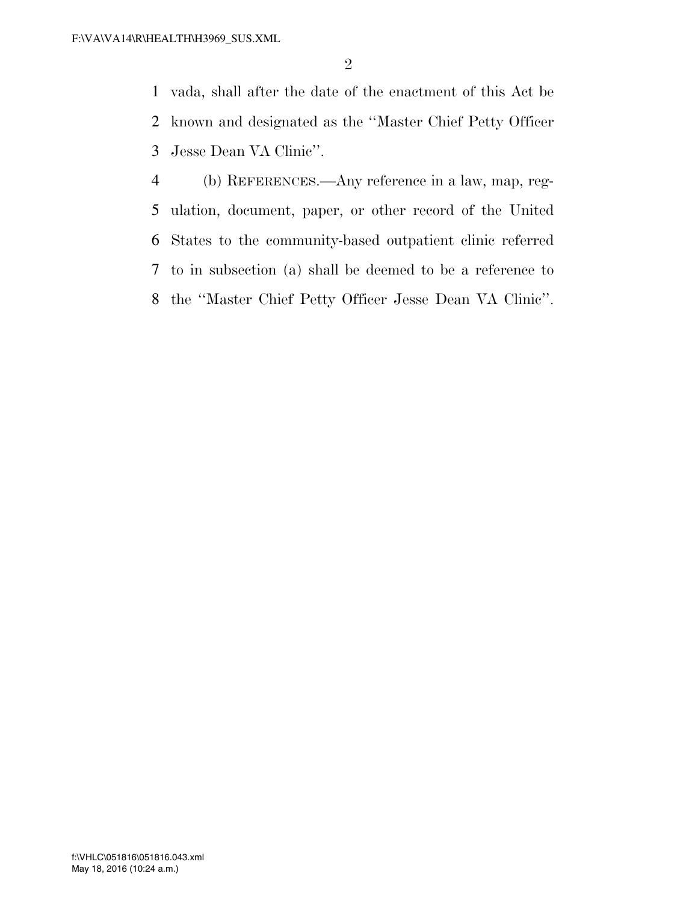vada, shall after the date of the enactment of this Act be known and designated as the ''Master Chief Petty Officer Jesse Dean VA Clinic''.

(b) REFERENCES.—Any reference in a law, map, regulation, document, paper, or other record of the United States to the community-based outpatient clinic referred to in subsection (a) shall be deemed to be a reference to the ''Master Chief Petty Officer Jesse Dean VA Clinic''.